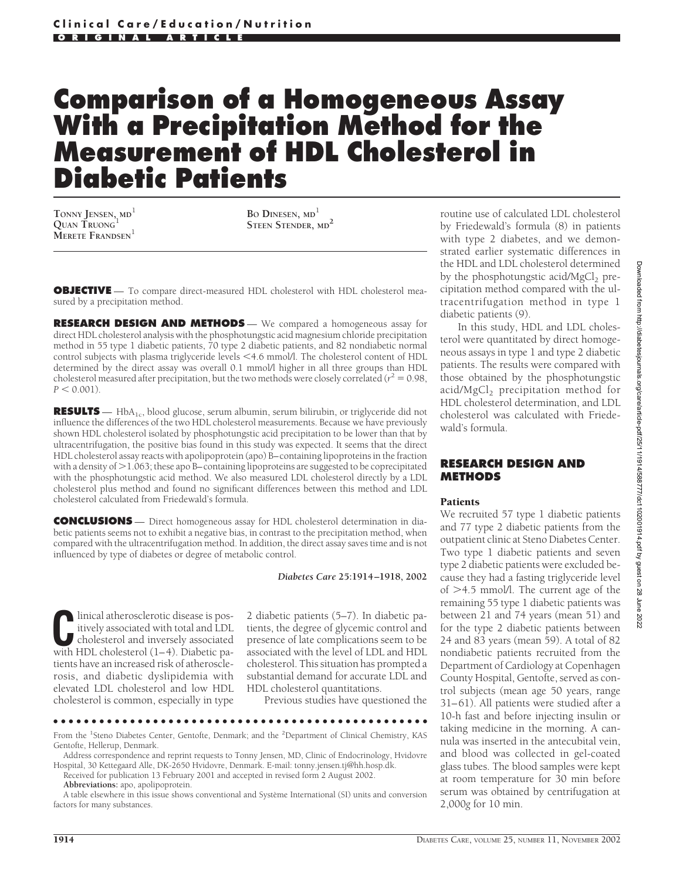Clinical Care/Education/Nutrition

ORIGINAL ARTICLE

# Comparison of a Homogeneous Assay With a Precipitation Method for the Measurement of HDL Cholesterol in Diabetic Patients

TONNY JENSEN, MD[1]
QUAN TRUONG[1]
MERETE FRANDSEN[1]
BO DINESEN, MD[1]
STEEN STENDER, MD[2]

**OBJECTIVE** — To compare direct-measured HDL cholesterol with HDL cholesterol measured by a precipitation method.

**RESEARCH DESIGN AND METHODS** — We compared a homogeneous assay for direct HDL cholesterol analysis with the phosphotungstic acid magnesium chloride precipitation method in 55 type 1 diabetic patients, 70 type 2 diabetic patients, and 82 nondiabetic normal control subjects with plasma triglyceride levels <4.6 mmol/l. The cholesterol content of HDL determined by the direct assay was overall 0.1 mmol/l higher in all three groups than HDL cholesterol measured after precipitation, but the two methods were closely correlated ($r^2 = 0.98$, $P < 0.001$).

**RESULTS** — $HbA_{1c}$, blood glucose, serum albumin, serum bilirubin, or triglyceride did not influence the differences of the two HDL cholesterol measurements. Because we have previously shown HDL cholesterol isolated by phosphotungstic acid precipitation to be lower than that by ultracentrifugation, the positive bias found in this study was expected. It seems that the direct HDL cholesterol assay reacts with apolipoprotein (apo) B–containing lipoproteins in the fraction with a density of >1.063; these apo B–containing lipoproteins are suggested to be coprecipitated with the phosphotungstic acid method. We also measured LDL cholesterol directly by a LDL cholesterol plus method and found no significant differences between this method and LDL cholesterol calculated from Friedewald's formula.

**CONCLUSIONS** — Direct homogeneous assay for HDL cholesterol determination in diabetic patients seems not to exhibit a negative bias, in contrast to the precipitation method, when compared with the ultracentrifugation method. In addition, the direct assay saves time and is not influenced by type of diabetes or degree of metabolic control.

*Diabetes Care* **25:**1914–1918, 2002

Clinical atherosclerotic disease is positively associated with total and LDL cholesterol and inversely associated with HDL cholesterol (1–4). Diabetic patients have an increased risk of atherosclerosis, and diabetic dyslipidemia with elevated LDL cholesterol and low HDL cholesterol is common, especially in type 2 diabetic patients (5–7). In diabetic patients, the degree of glycemic control and presence of late complications seem to be associated with the level of LDL and HDL cholesterol. This situation has prompted a substantial demand for accurate LDL and HDL cholesterol quantitations.

Previous studies have questioned the routine use of calculated LDL cholesterol by Friedewald's formula (8) in patients with type 2 diabetes, and we demonstrated earlier systematic differences in the HDL and LDL cholesterol determined by the phosphotungstic acid/$MgCl_2$ precipitation method compared with the ultracentrifugation method in type 1 diabetic patients (9).

In this study, HDL and LDL cholesterol were quantitated by direct homogeneous assays in type 1 and type 2 diabetic patients. The results were compared with those obtained by the phosphotungstic acid/$MgCl_2$ precipitation method for HDL cholesterol determination, and LDL cholesterol was calculated with Friedewald's formula.

## RESEARCH DESIGN AND METHODS

### Patients

We recruited 57 type 1 diabetic patients and 77 type 2 diabetic patients from the outpatient clinic at Steno Diabetes Center. Two type 1 diabetic patients and seven type 2 diabetic patients were excluded because they had a fasting triglyceride level of >4.5 mmol/l. The current age of the remaining 55 type 1 diabetic patients was between 21 and 74 years (mean 51) and for the type 2 diabetic patients between 24 and 83 years (mean 59). A total of 82 nondiabetic patients recruited from the Department of Cardiology at Copenhagen County Hospital, Gentofte, served as control subjects (mean age 50 years, range 31–61). All patients were studied after a 10-h fast and before injecting insulin or taking medicine in the morning. A cannula was inserted in the antecubital vein, and blood was collected in gel-coated glass tubes. The blood samples were kept at room temperature for 30 min before serum was obtained by centrifugation at 2,000g for 10 min.

From the [1]Steno Diabetes Center, Gentofte, Denmark; and the [2]Department of Clinical Chemistry, KAS Gentofte, Hellerup, Denmark.

Address correspondence and reprint requests to Tonny Jensen, MD, Clinic of Endocrinology, Hvidovre Hospital, 30 Kettegaard Alle, DK-2650 Hvidovre, Denmark. E-mail: tonny.jensen.tj@hh.hosp.dk.

Received for publication 13 February 2001 and accepted in revised form 2 August 2002.

**Abbreviations:** apo, apolipoprotein.

A table elsewhere in this issue shows conventional and Système International (SI) units and conversion factors for many substances.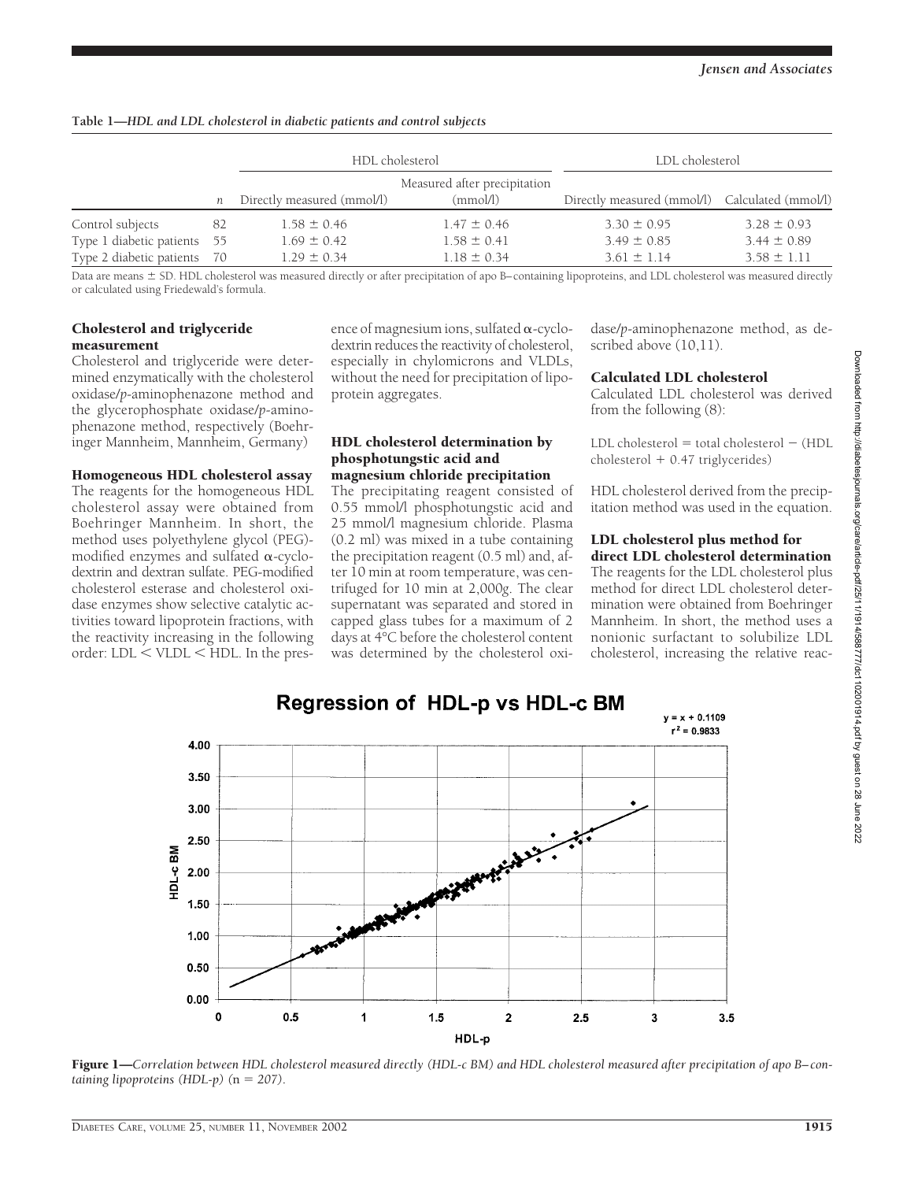**Table 1—*HDL and LDL cholesterol in diabetic patients and control subjects***

| | | HDL cholesterol | | LDL cholesterol | |
|---|---|---|---|---|---|
| | *n* | Directly measured (mmol/l) | Measured after precipitation (mmol/l) | Directly measured (mmol/l) | Calculated (mmol/l) |
| Control subjects | 82 | 1.58 ± 0.46 | 1.47 ± 0.46 | 3.30 ± 0.95 | 3.28 ± 0.93 |
| Type 1 diabetic patients | 55 | 1.69 ± 0.42 | 1.58 ± 0.41 | 3.49 ± 0.85 | 3.44 ± 0.89 |
| Type 2 diabetic patients | 70 | 1.29 ± 0.34 | 1.18 ± 0.34 | 3.61 ± 1.14 | 3.58 ± 1.11 |

Data are means ± SD. HDL cholesterol was measured directly or after precipitation of apo B–containing lipoproteins, and LDL cholesterol was measured directly or calculated using Friedewald's formula.

### Cholesterol and triglyceride measurement

Cholesterol and triglyceride were determined enzymatically with the cholesterol oxidase/*p*-aminophenazone method and the glycerophosphate oxidase/*p*-aminophenazone method, respectively (Boehringer Mannheim, Mannheim, Germany)

### Homogeneous HDL cholesterol assay

The reagents for the homogeneous HDL cholesterol assay were obtained from Boehringer Mannheim. In short, the method uses polyethylene glycol (PEG)-modified enzymes and sulfated α-cyclodextrin and dextran sulfate. PEG-modified cholesterol esterase and cholesterol oxidase enzymes show selective catalytic activities toward lipoprotein fractions, with the reactivity increasing in the following order: LDL < VLDL < HDL. In the presence of magnesium ions, sulfated α-cyclodextrin reduces the reactivity of cholesterol, especially in chylomicrons and VLDLs, without the need for precipitation of lipoprotein aggregates.

### HDL cholesterol determination by phosphotungstic acid and magnesium chloride precipitation

The precipitating reagent consisted of 0.55 mmol/l phosphotungstic acid and 25 mmol/l magnesium chloride. Plasma (0.2 ml) was mixed in a tube containing the precipitation reagent (0.5 ml) and, after 10 min at room temperature, was centrifuged for 10 min at 2,000*g*. The clear supernatant was separated and stored in capped glass tubes for a maximum of 2 days at 4°C before the cholesterol content was determined by the cholesterol oxidase/*p*-aminophenazone method, as described above (10,11).

### Calculated LDL cholesterol

Calculated LDL cholesterol was derived from the following (8):

LDL cholesterol = total cholesterol − (HDL cholesterol + 0.47 triglycerides)

HDL cholesterol derived from the precipitation method was used in the equation.

### LDL cholesterol plus method for direct LDL cholesterol determination

The reagents for the LDL cholesterol plus method for direct LDL cholesterol determination were obtained from Boehringer Mannheim. In short, the method uses a nonionic surfactant to solubilize LDL cholesterol, increasing the relative reac-

**Figure 1**—*Correlation between HDL cholesterol measured directly (HDL-c BM) and HDL cholesterol measured after precipitation of apo B–containing lipoproteins (HDL-p) (*n *= 207).*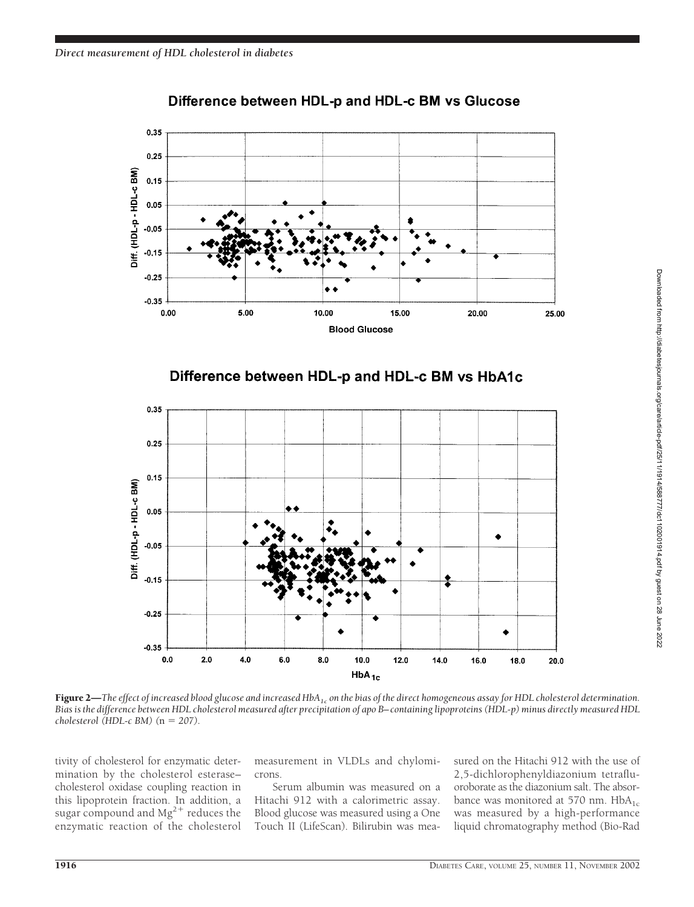**Figure 2**—*The effect of increased blood glucose and increased $HbA_{1c}$ on the bias of the direct homogeneous assay for HDL cholesterol determination. Bias is the difference between HDL cholesterol measured after precipitation of apo B–containing lipoproteins (HDL-p) minus directly measured HDL cholesterol (HDL-c BM)* ($n = 207$).

tivity of cholesterol for enzymatic determination by the cholesterol esterase–cholesterol oxidase coupling reaction in this lipoprotein fraction. In addition, a sugar compound and $Mg^{2+}$ reduces the enzymatic reaction of the cholesterol measurement in VLDLs and chylomicrons.

Serum albumin was measured on a Hitachi 912 with a calorimetric assay. Blood glucose was measured using a One Touch II (LifeScan). Bilirubin was measured on the Hitachi 912 with the use of 2,5-dichlorophenyldiazonium tetrafluoroborate as the diazonium salt. The absorbance was monitored at 570 nm. $HbA_{1c}$ was measured by a high-performance liquid chromatography method (Bio-Rad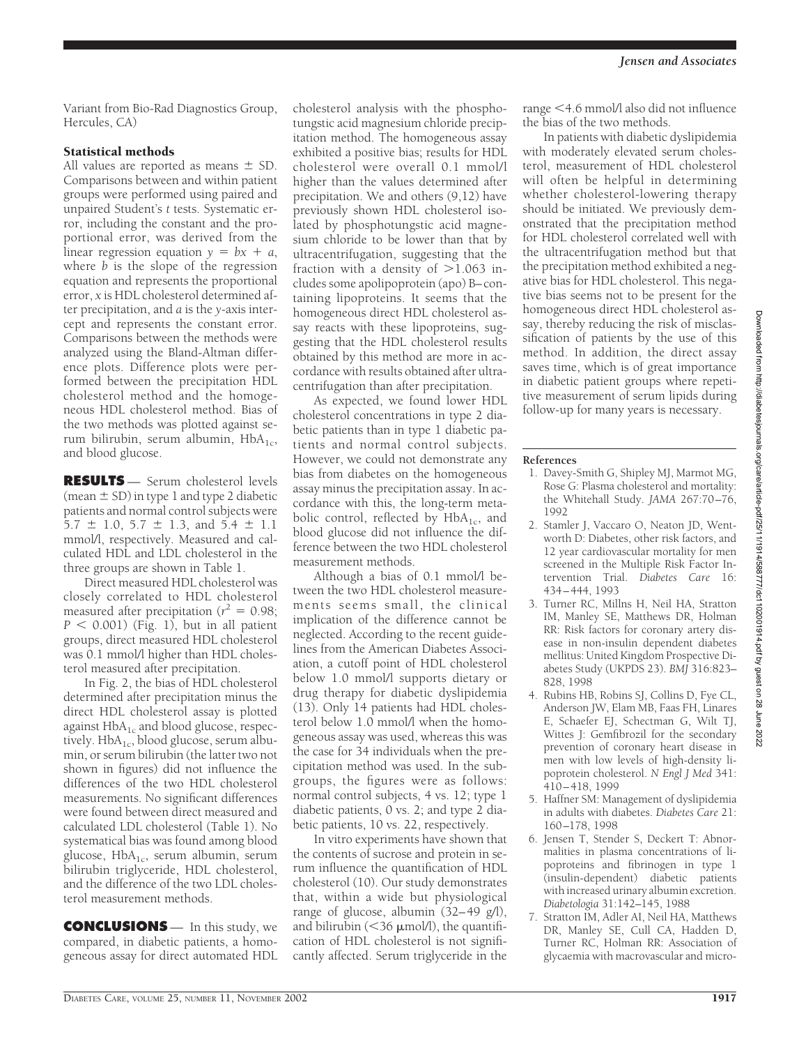Variant from Bio-Rad Diagnostics Group, Hercules, CA)

### Statistical methods

All values are reported as means ± SD. Comparisons between and within patient groups were performed using paired and unpaired Student's *t* tests. Systematic error, including the constant and the proportional error, was derived from the linear regression equation $y = bx + a$, where $b$ is the slope of the regression equation and represents the proportional error, $x$ is HDL cholesterol determined after precipitation, and $a$ is the $y$-axis intercept and represents the constant error. Comparisons between the methods were analyzed using the Bland-Altman difference plots. Difference plots were performed between the precipitation HDL cholesterol method and the homogeneous HDL cholesterol method. Bias of the two methods was plotted against serum bilirubin, serum albumin, $HbA_{1c}$, and blood glucose.

## RESULTS

Serum cholesterol levels (mean ± SD) in type 1 and type 2 diabetic patients and normal control subjects were 5.7 ± 1.0, 5.7 ± 1.3, and 5.4 ± 1.1 mmol/l, respectively. Measured and calculated HDL and LDL cholesterol in the three groups are shown in Table 1.

Direct measured HDL cholesterol was closely correlated to HDL cholesterol measured after precipitation ($r^2 = 0.98$; $P < 0.001$) (Fig. 1), but in all patient groups, direct measured HDL cholesterol was 0.1 mmol/l higher than HDL cholesterol measured after precipitation.

In Fig. 2, the bias of HDL cholesterol determined after precipitation minus the direct HDL cholesterol assay is plotted against $HbA_{1c}$ and blood glucose, respectively. $HbA_{1c}$, blood glucose, serum albumin, or serum bilirubin (the latter two not shown in figures) did not influence the differences of the two HDL cholesterol measurements. No significant differences were found between direct measured and calculated LDL cholesterol (Table 1). No systematical bias was found among blood glucose, $HbA_{1c}$, serum albumin, serum bilirubin triglyceride, HDL cholesterol, and the difference of the two LDL cholesterol measurement methods.

## CONCLUSIONS

In this study, we compared, in diabetic patients, a homogeneous assay for direct automated HDL cholesterol analysis with the phosphotungstic acid magnesium chloride precipitation method. The homogeneous assay exhibited a positive bias; results for HDL cholesterol were overall 0.1 mmol/l higher than the values determined after precipitation. We and others (9,12) have previously shown HDL cholesterol isolated by phosphotungstic acid magnesium chloride to be lower than that by ultracentrifugation, suggesting that the fraction with a density of >1.063 includes some apolipoprotein (apo) B–containing lipoproteins. It seems that the homogeneous direct HDL cholesterol assay reacts with these lipoproteins, suggesting that the HDL cholesterol results obtained by this method are more in accordance with results obtained after ultracentrifugation than after precipitation.

As expected, we found lower HDL cholesterol concentrations in type 2 diabetic patients than in type 1 diabetic patients and normal control subjects. However, we could not demonstrate any bias from diabetes on the homogeneous assay minus the precipitation assay. In accordance with this, the long-term metabolic control, reflected by $HbA_{1c}$, and blood glucose did not influence the difference between the two HDL cholesterol measurement methods.

Although a bias of 0.1 mmol/l between the two HDL cholesterol measurements seems small, the clinical implication of the difference cannot be neglected. According to the recent guidelines from the American Diabetes Association, a cutoff point of HDL cholesterol below 1.0 mmol/l supports dietary or drug therapy for diabetic dyslipidemia (13). Only 14 patients had HDL cholesterol below 1.0 mmol/l when the homogeneous assay was used, whereas this was the case for 34 individuals when the precipitation method was used. In the subgroups, the figures were as follows: normal control subjects, 4 vs. 12; type 1 diabetic patients, 0 vs. 2; and type 2 diabetic patients, 10 vs. 22, respectively.

In vitro experiments have shown that the contents of sucrose and protein in serum influence the quantification of HDL cholesterol (10). Our study demonstrates that, within a wide but physiological range of glucose, albumin (32–49 g/l), and bilirubin (<36 μmol/l), the quantification of HDL cholesterol is not significantly affected. Serum triglyceride in the range <4.6 mmol/l also did not influence the bias of the two methods.

In patients with diabetic dyslipidemia with moderately elevated serum cholesterol, measurement of HDL cholesterol will often be helpful in determining whether cholesterol-lowering therapy should be initiated. We previously demonstrated that the precipitation method for HDL cholesterol correlated well with the ultracentrifugation method but that the precipitation method exhibited a negative bias for HDL cholesterol. This negative bias seems not to be present for the homogeneous direct HDL cholesterol assay, thereby reducing the risk of misclassification of patients by the use of this method. In addition, the direct assay saves time, which is of great importance in diabetic patient groups where repetitive measurement of serum lipids during follow-up for many years is necessary.

## References

1. Davey-Smith G, Shipley MJ, Marmot MG, Rose G: Plasma cholesterol and mortality: the Whitehall Study. *JAMA* 267:70–76, 1992
2. Stamler J, Vaccaro O, Neaton JD, Wentworth D: Diabetes, other risk factors, and 12 year cardiovascular mortality for men screened in the Multiple Risk Factor Intervention Trial. *Diabetes Care* 16: 434–444, 1993
3. Turner RC, Millns H, Neil HA, Stratton IM, Manley SE, Matthews DR, Holman RR: Risk factors for coronary artery disease in non-insulin dependent diabetes mellitus: United Kingdom Prospective Diabetes Study (UKPDS 23). *BMJ* 316:823–828, 1998
4. Rubins HB, Robins SJ, Collins D, Fye CL, Anderson JW, Elam MB, Faas FH, Linares E, Schaefer EJ, Schectman G, Wilt TJ, Wittes J: Gemfibrozil for the secondary prevention of coronary heart disease in men with low levels of high-density lipoprotein cholesterol. *N Engl J Med* 341: 410–418, 1999
5. Haffner SM: Management of dyslipidemia in adults with diabetes. *Diabetes Care* 21: 160–178, 1998
6. Jensen T, Stender S, Deckert T: Abnormalities in plasma concentrations of lipoproteins and fibrinogen in type 1 (insulin-dependent) diabetic patients with increased urinary albumin excretion. *Diabetologia* 31:142–145, 1988
7. Stratton IM, Adler AI, Neil HA, Matthews DR, Manley SE, Cull CA, Hadden D, Turner RC, Holman RR: Association of glycaemia with macrovascular and micro-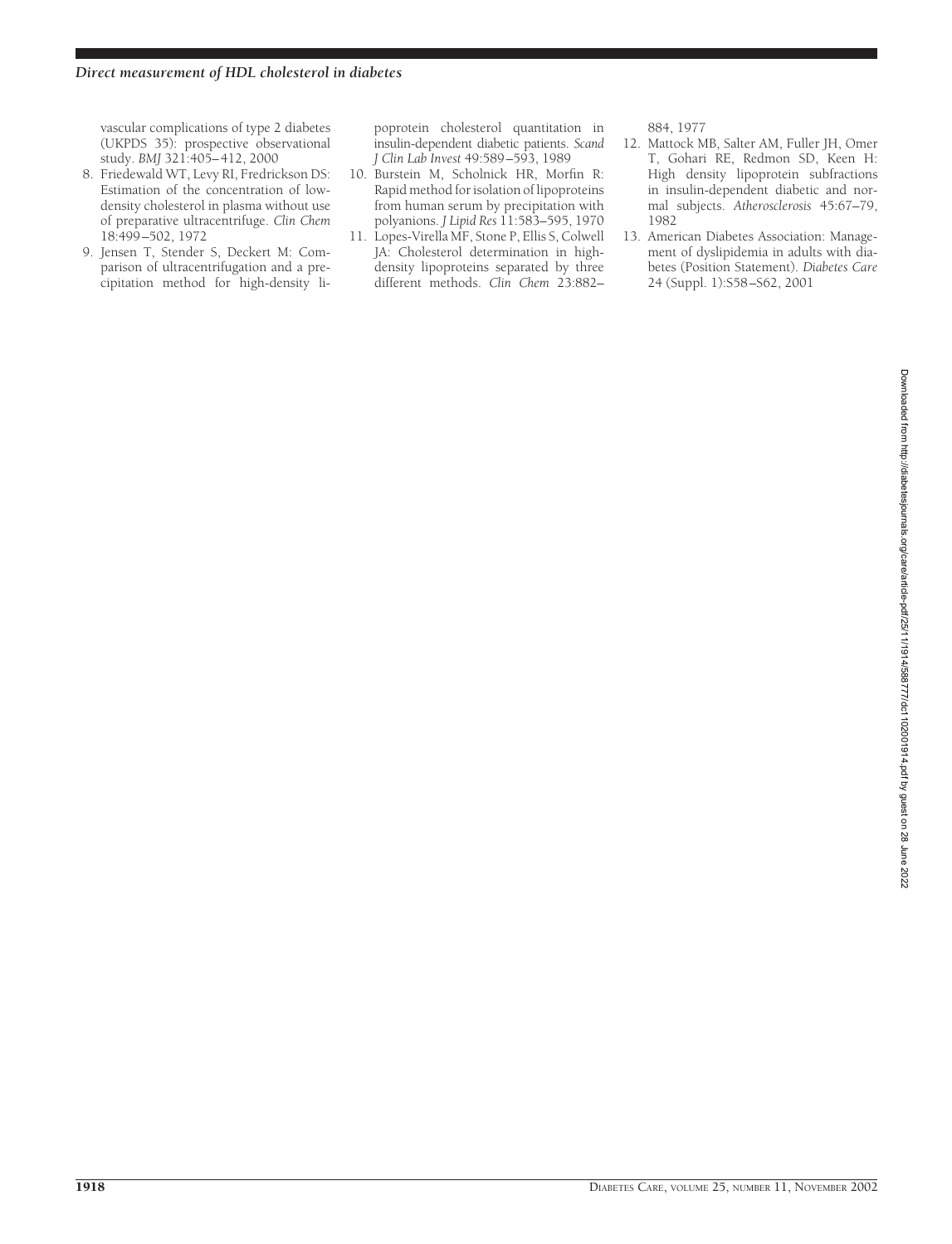vascular complications of type 2 diabetes (UKPDS 35): prospective observational study. *BMJ* 321:405–412, 2000

8. Friedewald WT, Levy RI, Fredrickson DS: Estimation of the concentration of low-density cholesterol in plasma without use of preparative ultracentrifuge. *Clin Chem* 18:499–502, 1972
9. Jensen T, Stender S, Deckert M: Comparison of ultracentrifugation and a precipitation method for high-density lipoprotein cholesterol quantitation in insulin-dependent diabetic patients. *Scand J Clin Lab Invest* 49:589–593, 1989
10. Burstein M, Scholnick HR, Morfin R: Rapid method for isolation of lipoproteins from human serum by precipitation with polyanions. *J Lipid Res* 11:583–595, 1970
11. Lopes-Virella MF, Stone P, Ellis S, Colwell JA: Cholesterol determination in high-density lipoproteins separated by three different methods. *Clin Chem* 23:882–884, 1977
12. Mattock MB, Salter AM, Fuller JH, Omer T, Gohari RE, Redmon SD, Keen H: High density lipoprotein subfractions in insulin-dependent diabetic and normal subjects. *Atherosclerosis* 45:67–79, 1982
13. American Diabetes Association: Management of dyslipidemia in adults with diabetes (Position Statement). *Diabetes Care* 24 (Suppl. 1):S58–S62, 2001